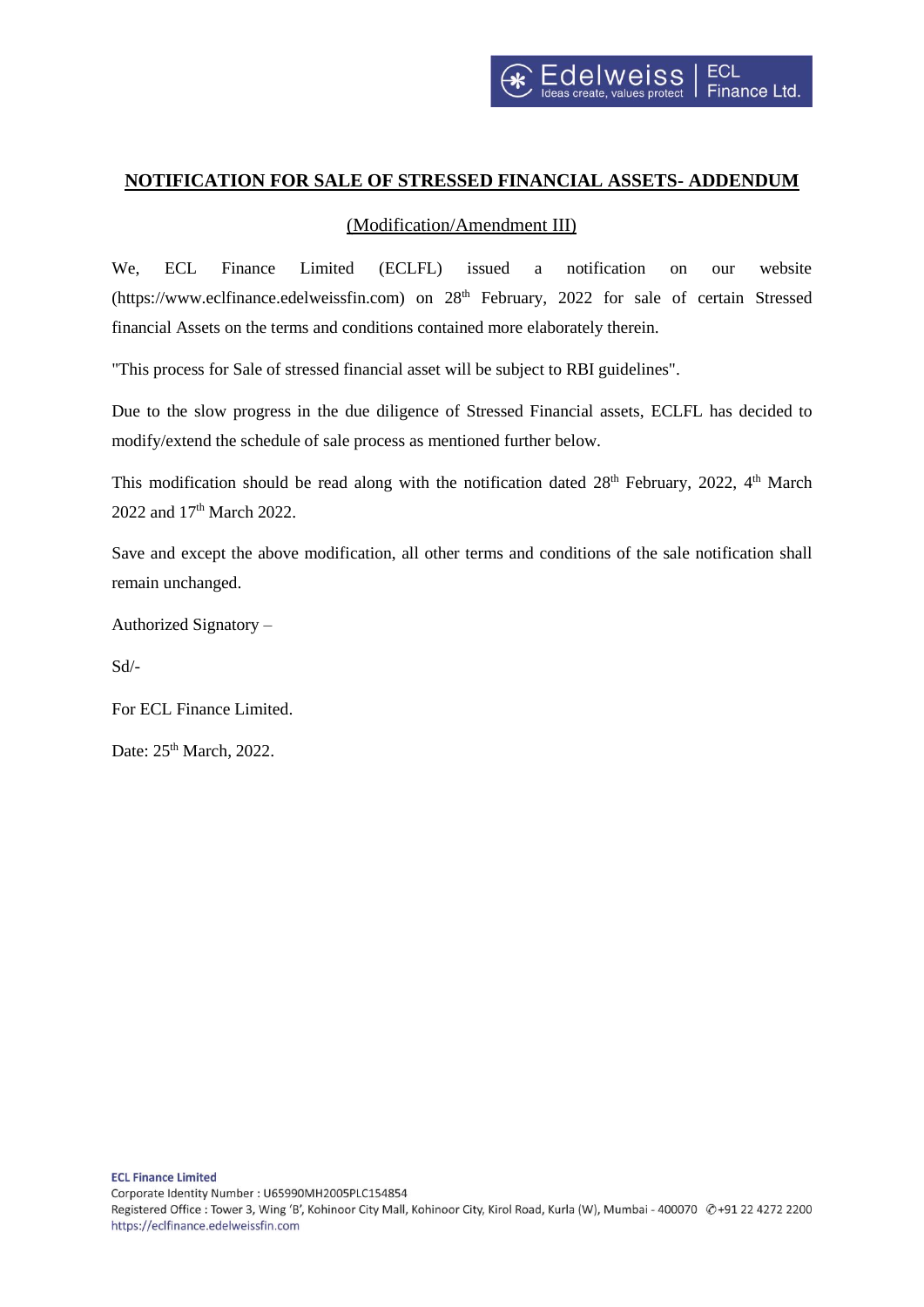## NOTIFICATION FOR SALE OF STRESSED FINANCIAL ASSETS- ADDENDUM

(Modification/Amendment III)

We, ECL Finance Limited (ECLFL) issued a notification on our website (https://www.eclfinance.edelweissfin.com) on 28th February, 2022 for sale of certain Stressed financial Assets on the terms and conditions contained more elaborately therein.

"This process for Sale of stressed financial asset will be subject to RBI guidelines".

Due to the slow progress in the due diligence of Stressed Financial assets, ECLFL has decided to modify/extend the schedule of sale process as mentioned further below.

This modification should be read along with the notification dated 28th February, 2022, 4th March 2022 and 17th March 2022.

Save and except the above modification, all other terms and conditions of the sale notification shall remain unchanged.

Authorized Signatory –

Sd/-

For ECL Finance Limited.

Date: 25th March, 2022.

**ECL Finance Limited**
Corporate Identity Number : U65990MH2005PLC154854
Registered Office : Tower 3, Wing 'B', Kohinoor City Mall, Kohinoor City, Kirol Road, Kurla (W), Mumbai - 400070 ✆+91 22 4272 2200
https://eclfinance.edelweissfin.com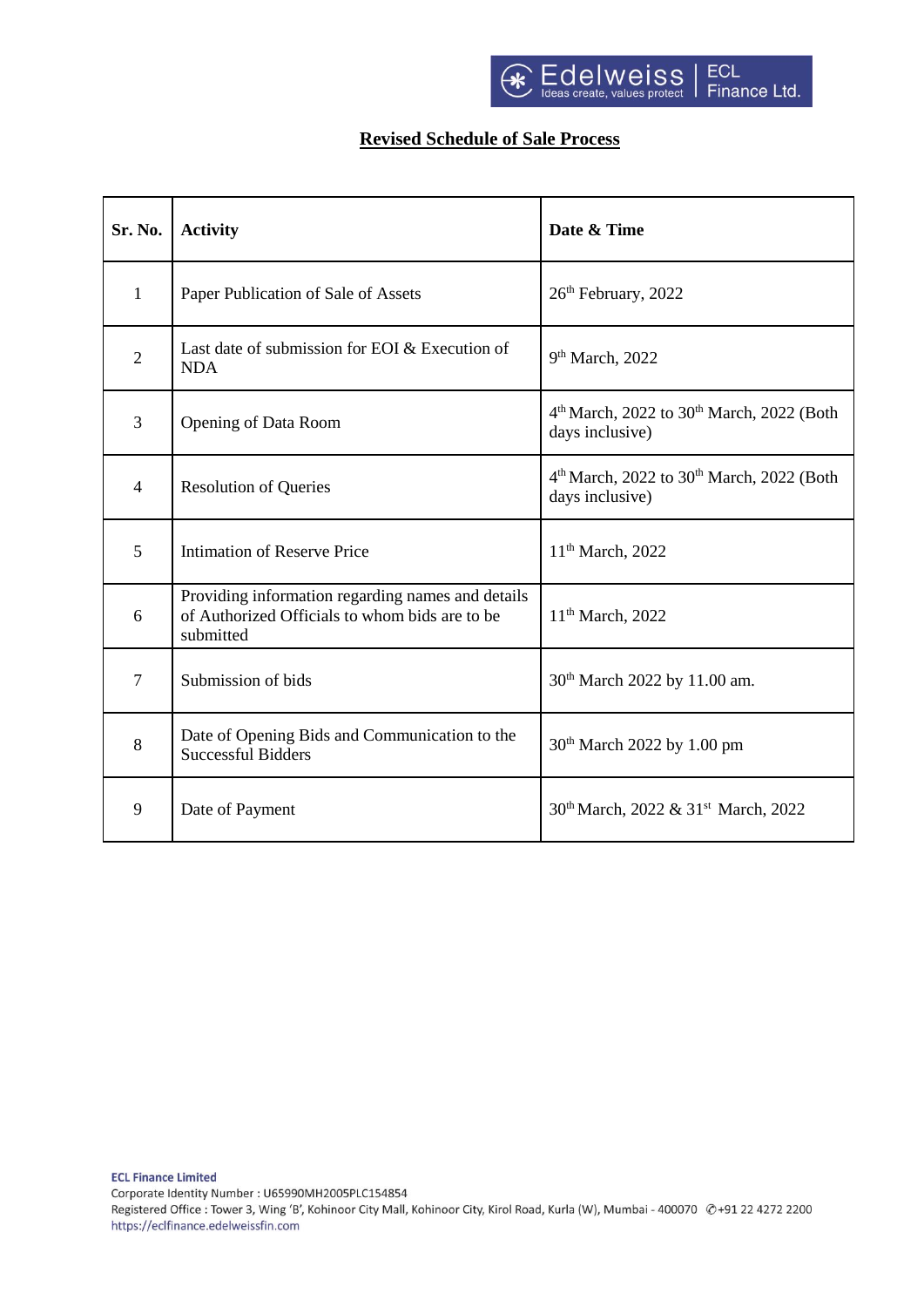## Revised Schedule of Sale Process

| Sr. No. | Activity | Date & Time |
|---|---|---|
| 1 | Paper Publication of Sale of Assets | 26th February, 2022 |
| 2 | Last date of submission for EOI & Execution of NDA | 9th March, 2022 |
| 3 | Opening of Data Room | 4th March, 2022 to 30th March, 2022 (Both days inclusive) |
| 4 | Resolution of Queries | 4th March, 2022 to 30th March, 2022 (Both days inclusive) |
| 5 | Intimation of Reserve Price | 11th March, 2022 |
| 6 | Providing information regarding names and details of Authorized Officials to whom bids are to be submitted | 11th March, 2022 |
| 7 | Submission of bids | 30th March 2022 by 11.00 am. |
| 8 | Date of Opening Bids and Communication to the Successful Bidders | 30th March 2022 by 1.00 pm |
| 9 | Date of Payment | 30th March, 2022 & 31st March, 2022 |